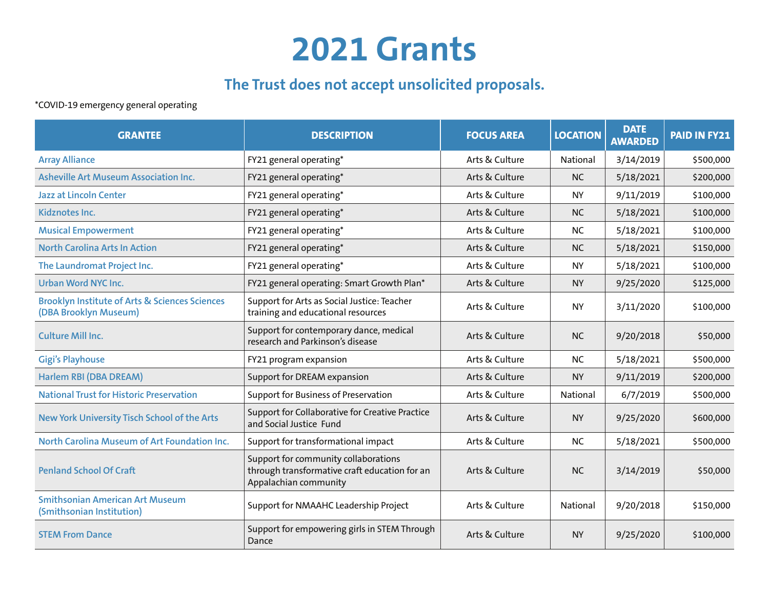# 2021 Grants

## The Trust does not accept unsolicited proposals.

*COVID-19 emergency general operating

| GRANTEE | DESCRIPTION | FOCUS AREA | LOCATION | DATE AWARDED | PAID IN FY21 |
|---|---|---|---|---|---|
| Array Alliance | FY21 general operating* | Arts & Culture | National | 3/14/2019 | $500,000 |
| Asheville Art Museum Association Inc. | FY21 general operating* | Arts & Culture | NC | 5/18/2021 | $200,000 |
| Jazz at Lincoln Center | FY21 general operating* | Arts & Culture | NY | 9/11/2019 | $100,000 |
| Kidznotes Inc. | FY21 general operating* | Arts & Culture | NC | 5/18/2021 | $100,000 |
| Musical Empowerment | FY21 general operating* | Arts & Culture | NC | 5/18/2021 | $100,000 |
| North Carolina Arts In Action | FY21 general operating* | Arts & Culture | NC | 5/18/2021 | $150,000 |
| The Laundromat Project Inc. | FY21 general operating* | Arts & Culture | NY | 5/18/2021 | $100,000 |
| Urban Word NYC Inc. | FY21 general operating: Smart Growth Plan* | Arts & Culture | NY | 9/25/2020 | $125,000 |
| Brooklyn Institute of Arts & Sciences Sciences (DBA Brooklyn Museum) | Support for Arts as Social Justice: Teacher training and educational resources | Arts & Culture | NY | 3/11/2020 | $100,000 |
| Culture Mill Inc. | Support for contemporary dance, medical research and Parkinson's disease | Arts & Culture | NC | 9/20/2018 | $50,000 |
| Gigi's Playhouse | FY21 program expansion | Arts & Culture | NC | 5/18/2021 | $500,000 |
| Harlem RBI (DBA DREAM) | Support for DREAM expansion | Arts & Culture | NY | 9/11/2019 | $200,000 |
| National Trust for Historic Preservation | Support for Business of Preservation | Arts & Culture | National | 6/7/2019 | $500,000 |
| New York University Tisch School of the Arts | Support for Collaborative for Creative Practice and Social Justice Fund | Arts & Culture | NY | 9/25/2020 | $600,000 |
| North Carolina Museum of Art Foundation Inc. | Support for transformational impact | Arts & Culture | NC | 5/18/2021 | $500,000 |
| Penland School Of Craft | Support for community collaborations through transformative craft education for an Appalachian community | Arts & Culture | NC | 3/14/2019 | $50,000 |
| Smithsonian American Art Museum (Smithsonian Institution) | Support for NMAAHC Leadership Project | Arts & Culture | National | 9/20/2018 | $150,000 |
| STEM From Dance | Support for empowering girls in STEM Through Dance | Arts & Culture | NY | 9/25/2020 | $100,000 |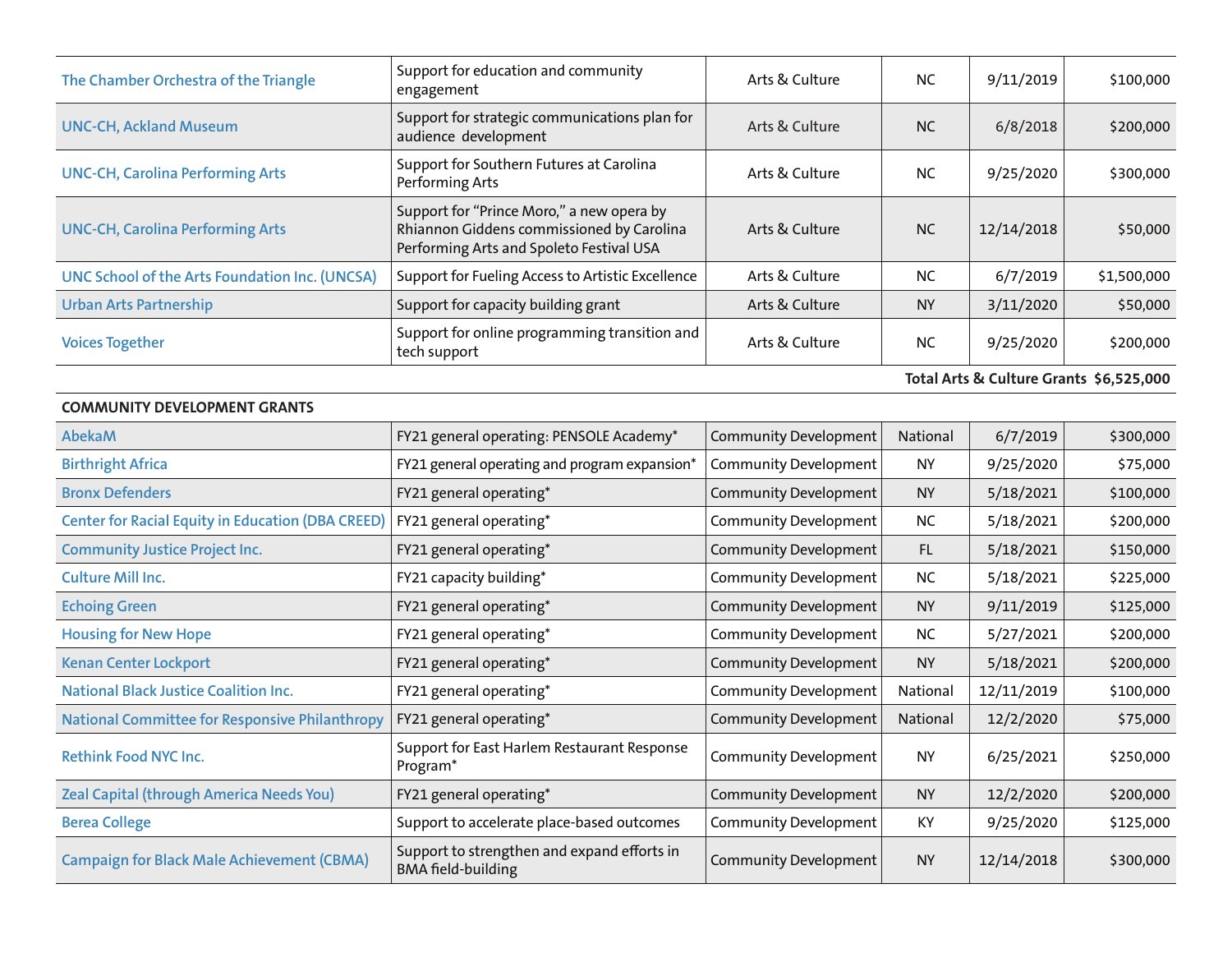| | | | | | |
|---|---|---|---|---|---|
| The Chamber Orchestra of the Triangle | Support for education and community engagement | Arts & Culture | NC | 9/11/2019 | $100,000 |
| UNC-CH, Ackland Museum | Support for strategic communications plan for audience development | Arts & Culture | NC | 6/8/2018 | $200,000 |
| UNC-CH, Carolina Performing Arts | Support for Southern Futures at Carolina Performing Arts | Arts & Culture | NC | 9/25/2020 | $300,000 |
| UNC-CH, Carolina Performing Arts | Support for "Prince Moro," a new opera by Rhiannon Giddens commissioned by Carolina Performing Arts and Spoleto Festival USA | Arts & Culture | NC | 12/14/2018 | $50,000 |
| UNC School of the Arts Foundation Inc. (UNCSA) | Support for Fueling Access to Artistic Excellence | Arts & Culture | NC | 6/7/2019 | $1,500,000 |
| Urban Arts Partnership | Support for capacity building grant | Arts & Culture | NY | 3/11/2020 | $50,000 |
| Voices Together | Support for online programming transition and tech support | Arts & Culture | NC | 9/25/2020 | $200,000 |
| | | | | **Total Arts & Culture Grants** | **$6,525,000** |

**COMMUNITY DEVELOPMENT GRANTS**

| | | | | | |
|---|---|---|---|---|---|
| AbekaM | FY21 general operating: PENSOLE Academy* | Community Development | National | 6/7/2019 | $300,000 |
| Birthright Africa | FY21 general operating and program expansion* | Community Development | NY | 9/25/2020 | $75,000 |
| Bronx Defenders | FY21 general operating* | Community Development | NY | 5/18/2021 | $100,000 |
| Center for Racial Equity in Education (DBA CREED) | FY21 general operating* | Community Development | NC | 5/18/2021 | $200,000 |
| Community Justice Project Inc. | FY21 general operating* | Community Development | FL | 5/18/2021 | $150,000 |
| Culture Mill Inc. | FY21 capacity building* | Community Development | NC | 5/18/2021 | $225,000 |
| Echoing Green | FY21 general operating* | Community Development | NY | 9/11/2019 | $125,000 |
| Housing for New Hope | FY21 general operating* | Community Development | NC | 5/27/2021 | $200,000 |
| Kenan Center Lockport | FY21 general operating* | Community Development | NY | 5/18/2021 | $200,000 |
| National Black Justice Coalition Inc. | FY21 general operating* | Community Development | National | 12/11/2019 | $100,000 |
| National Committee for Responsive Philanthropy | FY21 general operating* | Community Development | National | 12/2/2020 | $75,000 |
| Rethink Food NYC Inc. | Support for East Harlem Restaurant Response Program* | Community Development | NY | 6/25/2021 | $250,000 |
| Zeal Capital (through America Needs You) | FY21 general operating* | Community Development | NY | 12/2/2020 | $200,000 |
| Berea College | Support to accelerate place-based outcomes | Community Development | KY | 9/25/2020 | $125,000 |
| Campaign for Black Male Achievement (CBMA) | Support to strengthen and expand efforts in BMA field-building | Community Development | NY | 12/14/2018 | $300,000 |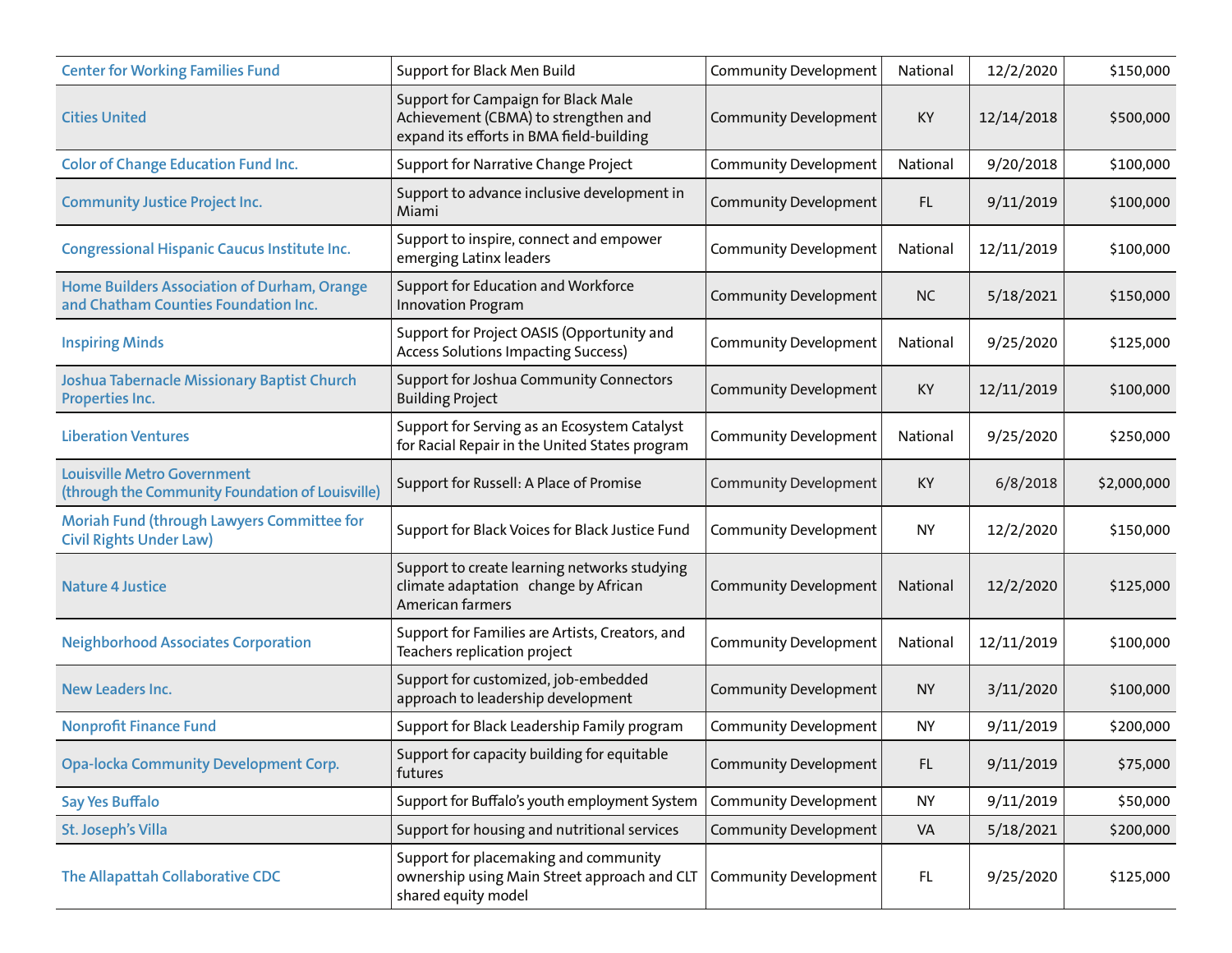| | | | | | |
|---|---|---|---|---|---|
| Center for Working Families Fund | Support for Black Men Build | Community Development | National | 12/2/2020 | $150,000 |
| Cities United | Support for Campaign for Black Male Achievement (CBMA) to strengthen and expand its efforts in BMA field-building | Community Development | KY | 12/14/2018 | $500,000 |
| Color of Change Education Fund Inc. | Support for Narrative Change Project | Community Development | National | 9/20/2018 | $100,000 |
| Community Justice Project Inc. | Support to advance inclusive development in Miami | Community Development | FL | 9/11/2019 | $100,000 |
| Congressional Hispanic Caucus Institute Inc. | Support to inspire, connect and empower emerging Latinx leaders | Community Development | National | 12/11/2019 | $100,000 |
| Home Builders Association of Durham, Orange and Chatham Counties Foundation Inc. | Support for Education and Workforce Innovation Program | Community Development | NC | 5/18/2021 | $150,000 |
| Inspiring Minds | Support for Project OASIS (Opportunity and Access Solutions Impacting Success) | Community Development | National | 9/25/2020 | $125,000 |
| Joshua Tabernacle Missionary Baptist Church Properties Inc. | Support for Joshua Community Connectors Building Project | Community Development | KY | 12/11/2019 | $100,000 |
| Liberation Ventures | Support for Serving as an Ecosystem Catalyst for Racial Repair in the United States program | Community Development | National | 9/25/2020 | $250,000 |
| Louisville Metro Government (through the Community Foundation of Louisville) | Support for Russell: A Place of Promise | Community Development | KY | 6/8/2018 | $2,000,000 |
| Moriah Fund (through Lawyers Committee for Civil Rights Under Law) | Support for Black Voices for Black Justice Fund | Community Development | NY | 12/2/2020 | $150,000 |
| Nature 4 Justice | Support to create learning networks studying climate adaptation change by African American farmers | Community Development | National | 12/2/2020 | $125,000 |
| Neighborhood Associates Corporation | Support for Families are Artists, Creators, and Teachers replication project | Community Development | National | 12/11/2019 | $100,000 |
| New Leaders Inc. | Support for customized, job-embedded approach to leadership development | Community Development | NY | 3/11/2020 | $100,000 |
| Nonprofit Finance Fund | Support for Black Leadership Family program | Community Development | NY | 9/11/2019 | $200,000 |
| Opa-locka Community Development Corp. | Support for capacity building for equitable futures | Community Development | FL | 9/11/2019 | $75,000 |
| Say Yes Buffalo | Support for Buffalo's youth employment System | Community Development | NY | 9/11/2019 | $50,000 |
| St. Joseph's Villa | Support for housing and nutritional services | Community Development | VA | 5/18/2021 | $200,000 |
| The Allapattah Collaborative CDC | Support for placemaking and community ownership using Main Street approach and CLT shared equity model | Community Development | FL | 9/25/2020 | $125,000 |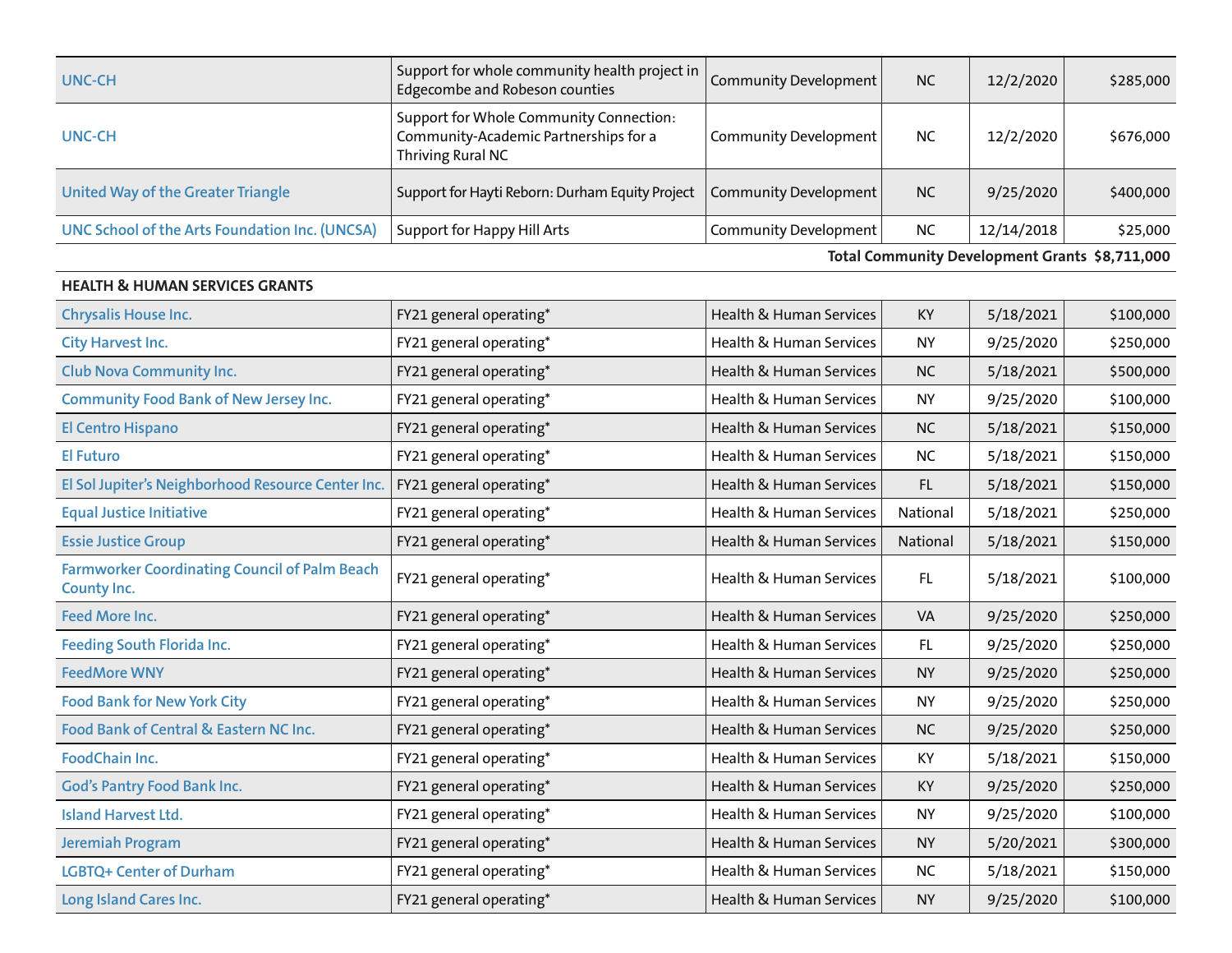| | | | | | |
|---|---|---|---|---|---|
| UNC-CH | Support for whole community health project in Edgecombe and Robeson counties | Community Development | NC | 12/2/2020 | $285,000 |
| UNC-CH | Support for Whole Community Connection: Community-Academic Partnerships for a Thriving Rural NC | Community Development | NC | 12/2/2020 | $676,000 |
| United Way of the Greater Triangle | Support for Hayti Reborn: Durham Equity Project | Community Development | NC | 9/25/2020 | $400,000 |
| UNC School of the Arts Foundation Inc. (UNCSA) | Support for Happy Hill Arts | Community Development | NC | 12/14/2018 | $25,000 |
| | | | | **Total Community Development Grants** | **$8,711,000** |
| **HEALTH & HUMAN SERVICES GRANTS** | | | | | |
| Chrysalis House Inc. | FY21 general operating* | Health & Human Services | KY | 5/18/2021 | $100,000 |
| City Harvest Inc. | FY21 general operating* | Health & Human Services | NY | 9/25/2020 | $250,000 |
| Club Nova Community Inc. | FY21 general operating* | Health & Human Services | NC | 5/18/2021 | $500,000 |
| Community Food Bank of New Jersey Inc. | FY21 general operating* | Health & Human Services | NY | 9/25/2020 | $100,000 |
| El Centro Hispano | FY21 general operating* | Health & Human Services | NC | 5/18/2021 | $150,000 |
| El Futuro | FY21 general operating* | Health & Human Services | NC | 5/18/2021 | $150,000 |
| El Sol Jupiter's Neighborhood Resource Center Inc. | FY21 general operating* | Health & Human Services | FL | 5/18/2021 | $150,000 |
| Equal Justice Initiative | FY21 general operating* | Health & Human Services | National | 5/18/2021 | $250,000 |
| Essie Justice Group | FY21 general operating* | Health & Human Services | National | 5/18/2021 | $150,000 |
| Farmworker Coordinating Council of Palm Beach County Inc. | FY21 general operating* | Health & Human Services | FL | 5/18/2021 | $100,000 |
| Feed More Inc. | FY21 general operating* | Health & Human Services | VA | 9/25/2020 | $250,000 |
| Feeding South Florida Inc. | FY21 general operating* | Health & Human Services | FL | 9/25/2020 | $250,000 |
| FeedMore WNY | FY21 general operating* | Health & Human Services | NY | 9/25/2020 | $250,000 |
| Food Bank for New York City | FY21 general operating* | Health & Human Services | NY | 9/25/2020 | $250,000 |
| Food Bank of Central & Eastern NC Inc. | FY21 general operating* | Health & Human Services | NC | 9/25/2020 | $250,000 |
| FoodChain Inc. | FY21 general operating* | Health & Human Services | KY | 5/18/2021 | $150,000 |
| God's Pantry Food Bank Inc. | FY21 general operating* | Health & Human Services | KY | 9/25/2020 | $250,000 |
| Island Harvest Ltd. | FY21 general operating* | Health & Human Services | NY | 9/25/2020 | $100,000 |
| Jeremiah Program | FY21 general operating* | Health & Human Services | NY | 5/20/2021 | $300,000 |
| LGBTQ+ Center of Durham | FY21 general operating* | Health & Human Services | NC | 5/18/2021 | $150,000 |
| Long Island Cares Inc. | FY21 general operating* | Health & Human Services | NY | 9/25/2020 | $100,000 |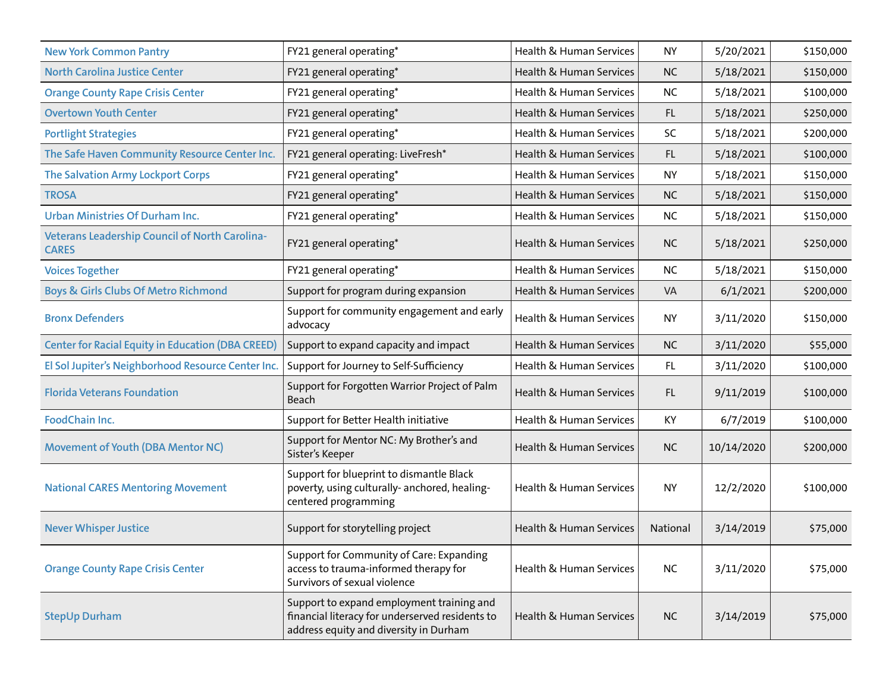| | | | | | |
|---|---|---|---|---|---|
| New York Common Pantry | FY21 general operating* | Health & Human Services | NY | 5/20/2021 | $150,000 |
| North Carolina Justice Center | FY21 general operating* | Health & Human Services | NC | 5/18/2021 | $150,000 |
| Orange County Rape Crisis Center | FY21 general operating* | Health & Human Services | NC | 5/18/2021 | $100,000 |
| Overtown Youth Center | FY21 general operating* | Health & Human Services | FL | 5/18/2021 | $250,000 |
| Portlight Strategies | FY21 general operating* | Health & Human Services | SC | 5/18/2021 | $200,000 |
| The Safe Haven Community Resource Center Inc. | FY21 general operating: LiveFresh* | Health & Human Services | FL | 5/18/2021 | $100,000 |
| The Salvation Army Lockport Corps | FY21 general operating* | Health & Human Services | NY | 5/18/2021 | $150,000 |
| TROSA | FY21 general operating* | Health & Human Services | NC | 5/18/2021 | $150,000 |
| Urban Ministries Of Durham Inc. | FY21 general operating* | Health & Human Services | NC | 5/18/2021 | $150,000 |
| Veterans Leadership Council of North Carolina-CARES | FY21 general operating* | Health & Human Services | NC | 5/18/2021 | $250,000 |
| Voices Together | FY21 general operating* | Health & Human Services | NC | 5/18/2021 | $150,000 |
| Boys & Girls Clubs Of Metro Richmond | Support for program during expansion | Health & Human Services | VA | 6/1/2021 | $200,000 |
| Bronx Defenders | Support for community engagement and early advocacy | Health & Human Services | NY | 3/11/2020 | $150,000 |
| Center for Racial Equity in Education (DBA CREED) | Support to expand capacity and impact | Health & Human Services | NC | 3/11/2020 | $55,000 |
| El Sol Jupiter's Neighborhood Resource Center Inc. | Support for Journey to Self-Sufficiency | Health & Human Services | FL | 3/11/2020 | $100,000 |
| Florida Veterans Foundation | Support for Forgotten Warrior Project of Palm Beach | Health & Human Services | FL | 9/11/2019 | $100,000 |
| FoodChain Inc. | Support for Better Health initiative | Health & Human Services | KY | 6/7/2019 | $100,000 |
| Movement of Youth (DBA Mentor NC) | Support for Mentor NC: My Brother's and Sister's Keeper | Health & Human Services | NC | 10/14/2020 | $200,000 |
| National CARES Mentoring Movement | Support for blueprint to dismantle Black poverty, using culturally- anchored, healing-centered programming | Health & Human Services | NY | 12/2/2020 | $100,000 |
| Never Whisper Justice | Support for storytelling project | Health & Human Services | National | 3/14/2019 | $75,000 |
| Orange County Rape Crisis Center | Support for Community of Care: Expanding access to trauma-informed therapy for Survivors of sexual violence | Health & Human Services | NC | 3/11/2020 | $75,000 |
| StepUp Durham | Support to expand employment training and financial literacy for underserved residents to address equity and diversity in Durham | Health & Human Services | NC | 3/14/2019 | $75,000 |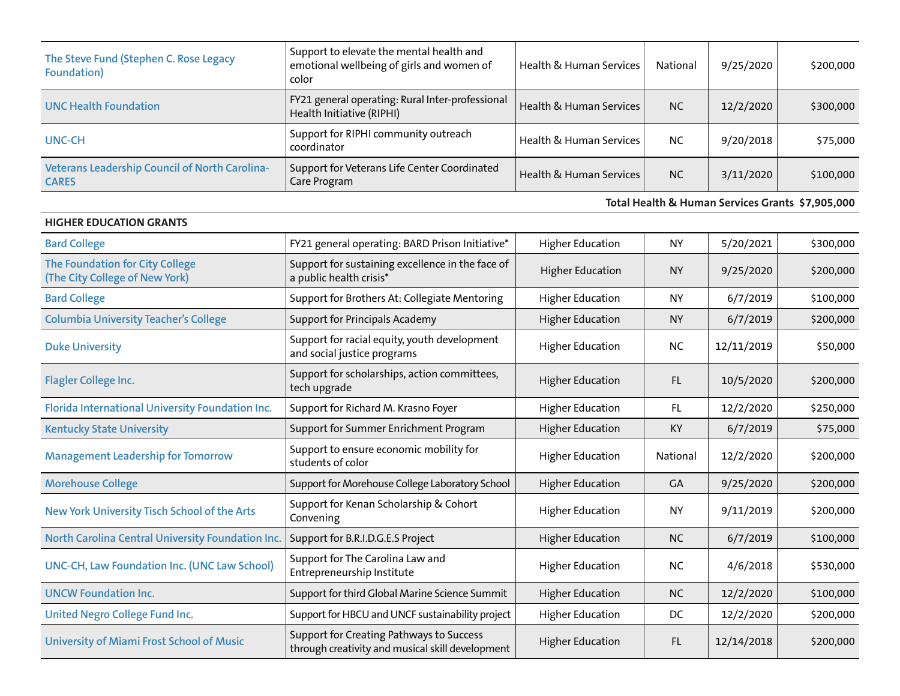| | | | | | |
|---|---|---|---|---|---|
| The Steve Fund (Stephen C. Rose Legacy Foundation) | Support to elevate the mental health and emotional wellbeing of girls and women of color | Health & Human Services | National | 9/25/2020 | $200,000 |
| UNC Health Foundation | FY21 general operating: Rural Inter-professional Health Initiative (RIPHI) | Health & Human Services | NC | 12/2/2020 | $300,000 |
| UNC-CH | Support for RIPHI community outreach coordinator | Health & Human Services | NC | 9/20/2018 | $75,000 |
| Veterans Leadership Council of North Carolina-CARES | Support for Veterans Life Center Coordinated Care Program | Health & Human Services | NC | 3/11/2020 | $100,000 |

**Total Health & Human Services Grants $7,905,000**

**HIGHER EDUCATION GRANTS**

| | | | | | |
|---|---|---|---|---|---|
| Bard College | FY21 general operating: BARD Prison Initiative* | Higher Education | NY | 5/20/2021 | $300,000 |
| The Foundation for City College (The City College of New York) | Support for sustaining excellence in the face of a public health crisis* | Higher Education | NY | 9/25/2020 | $200,000 |
| Bard College | Support for Brothers At: Collegiate Mentoring | Higher Education | NY | 6/7/2019 | $100,000 |
| Columbia University Teacher's College | Support for Principals Academy | Higher Education | NY | 6/7/2019 | $200,000 |
| Duke University | Support for racial equity, youth development and social justice programs | Higher Education | NC | 12/11/2019 | $50,000 |
| Flagler College Inc. | Support for scholarships, action committees, tech upgrade | Higher Education | FL | 10/5/2020 | $200,000 |
| Florida International University Foundation Inc. | Support for Richard M. Krasno Foyer | Higher Education | FL | 12/2/2020 | $250,000 |
| Kentucky State University | Support for Summer Enrichment Program | Higher Education | KY | 6/7/2019 | $75,000 |
| Management Leadership for Tomorrow | Support to ensure economic mobility for students of color | Higher Education | National | 12/2/2020 | $200,000 |
| Morehouse College | Support for Morehouse College Laboratory School | Higher Education | GA | 9/25/2020 | $200,000 |
| New York University Tisch School of the Arts | Support for Kenan Scholarship & Cohort Convening | Higher Education | NY | 9/11/2019 | $200,000 |
| North Carolina Central University Foundation Inc. | Support for B.R.I.D.G.E.S Project | Higher Education | NC | 6/7/2019 | $100,000 |
| UNC-CH, Law Foundation Inc. (UNC Law School) | Support for The Carolina Law and Entrepreneurship Institute | Higher Education | NC | 4/6/2018 | $530,000 |
| UNCW Foundation Inc. | Support for third Global Marine Science Summit | Higher Education | NC | 12/2/2020 | $100,000 |
| United Negro College Fund Inc. | Support for HBCU and UNCF sustainability project | Higher Education | DC | 12/2/2020 | $200,000 |
| University of Miami Frost School of Music | Support for Creating Pathways to Success through creativity and musical skill development | Higher Education | FL | 12/14/2018 | $200,000 |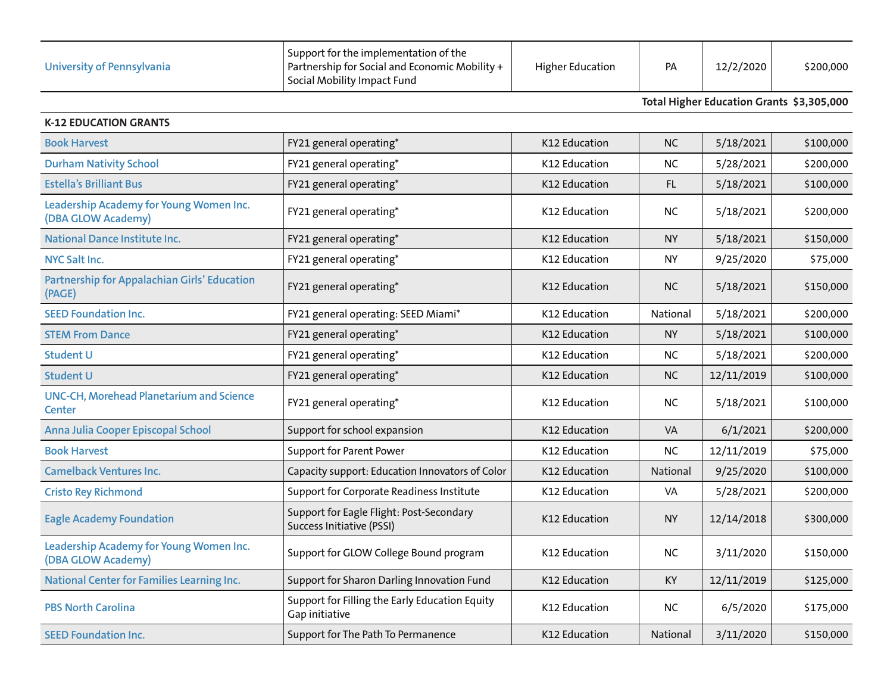| | | | | | |
|---|---|---|---|---|---|
| University of Pennsylvania | Support for the implementation of the Partnership for Social and Economic Mobility + Social Mobility Impact Fund | Higher Education | PA | 12/2/2020 | $200,000 |
| | | | | **Total Higher Education Grants** | **$3,305,000** |
| **K-12 EDUCATION GRANTS** | | | | | |
| Book Harvest | FY21 general operating* | K12 Education | NC | 5/18/2021 | $100,000 |
| Durham Nativity School | FY21 general operating* | K12 Education | NC | 5/28/2021 | $200,000 |
| Estella's Brilliant Bus | FY21 general operating* | K12 Education | FL | 5/18/2021 | $100,000 |
| Leadership Academy for Young Women Inc. (DBA GLOW Academy) | FY21 general operating* | K12 Education | NC | 5/18/2021 | $200,000 |
| National Dance Institute Inc. | FY21 general operating* | K12 Education | NY | 5/18/2021 | $150,000 |
| NYC Salt Inc. | FY21 general operating* | K12 Education | NY | 9/25/2020 | $75,000 |
| Partnership for Appalachian Girls' Education (PAGE) | FY21 general operating* | K12 Education | NC | 5/18/2021 | $150,000 |
| SEED Foundation Inc. | FY21 general operating: SEED Miami* | K12 Education | National | 5/18/2021 | $200,000 |
| STEM From Dance | FY21 general operating* | K12 Education | NY | 5/18/2021 | $100,000 |
| Student U | FY21 general operating* | K12 Education | NC | 5/18/2021 | $200,000 |
| Student U | FY21 general operating* | K12 Education | NC | 12/11/2019 | $100,000 |
| UNC-CH, Morehead Planetarium and Science Center | FY21 general operating* | K12 Education | NC | 5/18/2021 | $100,000 |
| Anna Julia Cooper Episcopal School | Support for school expansion | K12 Education | VA | 6/1/2021 | $200,000 |
| Book Harvest | Support for Parent Power | K12 Education | NC | 12/11/2019 | $75,000 |
| Camelback Ventures Inc. | Capacity support: Education Innovators of Color | K12 Education | National | 9/25/2020 | $100,000 |
| Cristo Rey Richmond | Support for Corporate Readiness Institute | K12 Education | VA | 5/28/2021 | $200,000 |
| Eagle Academy Foundation | Support for Eagle Flight: Post-Secondary Success Initiative (PSSI) | K12 Education | NY | 12/14/2018 | $300,000 |
| Leadership Academy for Young Women Inc. (DBA GLOW Academy) | Support for GLOW College Bound program | K12 Education | NC | 3/11/2020 | $150,000 |
| National Center for Families Learning Inc. | Support for Sharon Darling Innovation Fund | K12 Education | KY | 12/11/2019 | $125,000 |
| PBS North Carolina | Support for Filling the Early Education Equity Gap initiative | K12 Education | NC | 6/5/2020 | $175,000 |
| SEED Foundation Inc. | Support for The Path To Permanence | K12 Education | National | 3/11/2020 | $150,000 |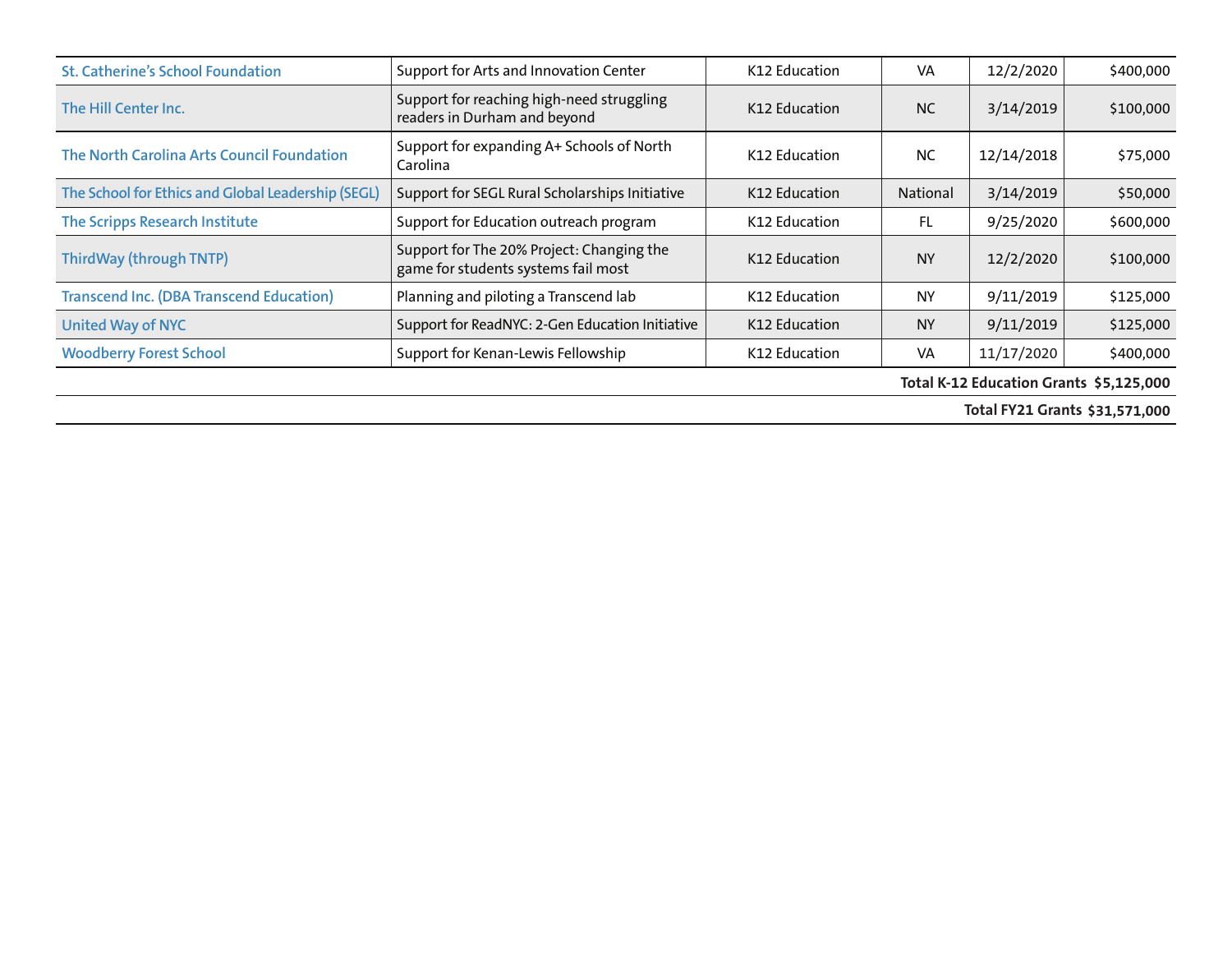| | | | | | |
|---|---|---|---|---|---|
| St. Catherine's School Foundation | Support for Arts and Innovation Center | K12 Education | VA | 12/2/2020 | $400,000 |
| The Hill Center Inc. | Support for reaching high-need struggling readers in Durham and beyond | K12 Education | NC | 3/14/2019 | $100,000 |
| The North Carolina Arts Council Foundation | Support for expanding A+ Schools of North Carolina | K12 Education | NC | 12/14/2018 | $75,000 |
| The School for Ethics and Global Leadership (SEGL) | Support for SEGL Rural Scholarships Initiative | K12 Education | National | 3/14/2019 | $50,000 |
| The Scripps Research Institute | Support for Education outreach program | K12 Education | FL | 9/25/2020 | $600,000 |
| ThirdWay (through TNTP) | Support for The 20% Project: Changing the game for students systems fail most | K12 Education | NY | 12/2/2020 | $100,000 |
| Transcend Inc. (DBA Transcend Education) | Planning and piloting a Transcend lab | K12 Education | NY | 9/11/2019 | $125,000 |
| United Way of NYC | Support for ReadNYC: 2-Gen Education Initiative | K12 Education | NY | 9/11/2019 | $125,000 |
| Woodberry Forest School | Support for Kenan-Lewis Fellowship | K12 Education | VA | 11/17/2020 | $400,000 |
| | | | | **Total K-12 Education Grants** | **$5,125,000** |
| | | | | **Total FY21 Grants** | **$31,571,000** |